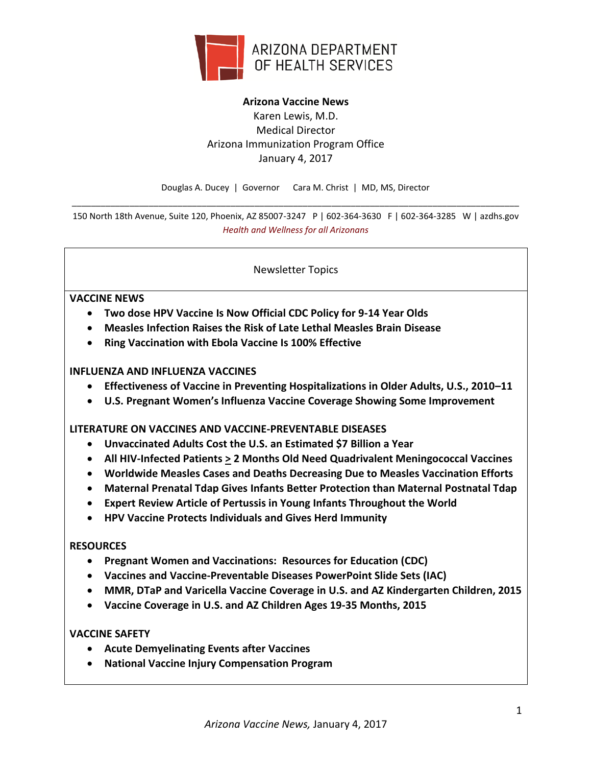ARIZONA DEPARTMENT OF HEALTH SERVICES

**Arizona Vaccine News**
Karen Lewis, M.D.
Medical Director
Arizona Immunization Program Office
January 4, 2017

Douglas A. Ducey | Governor    Cara M. Christ | MD, MS, Director

150 North 18th Avenue, Suite 120, Phoenix, AZ 85007-3247  P | 602-364-3630  F | 602-364-3285  W | azdhs.gov
*Health and Wellness for all Arizonans*

Newsletter Topics

**VACCINE NEWS**

- **Two dose HPV Vaccine Is Now Official CDC Policy for 9-14 Year Olds**
- **Measles Infection Raises the Risk of Late Lethal Measles Brain Disease**
- **Ring Vaccination with Ebola Vaccine Is 100% Effective**

**INFLUENZA AND INFLUENZA VACCINES**

- **Effectiveness of Vaccine in Preventing Hospitalizations in Older Adults, U.S., 2010–11**
- **U.S. Pregnant Women's Influenza Vaccine Coverage Showing Some Improvement**

**LITERATURE ON VACCINES AND VACCINE-PREVENTABLE DISEASES**

- **Unvaccinated Adults Cost the U.S. an Estimated $7 Billion a Year**
- **All HIV-Infected Patients ≥ 2 Months Old Need Quadrivalent Meningococcal Vaccines**
- **Worldwide Measles Cases and Deaths Decreasing Due to Measles Vaccination Efforts**
- **Maternal Prenatal Tdap Gives Infants Better Protection than Maternal Postnatal Tdap**
- **Expert Review Article of Pertussis in Young Infants Throughout the World**
- **HPV Vaccine Protects Individuals and Gives Herd Immunity**

**RESOURCES**

- **Pregnant Women and Vaccinations: Resources for Education (CDC)**
- **Vaccines and Vaccine-Preventable Diseases PowerPoint Slide Sets (IAC)**
- **MMR, DTaP and Varicella Vaccine Coverage in U.S. and AZ Kindergarten Children, 2015**
- **Vaccine Coverage in U.S. and AZ Children Ages 19-35 Months, 2015**

**VACCINE SAFETY**

- **Acute Demyelinating Events after Vaccines**
- **National Vaccine Injury Compensation Program**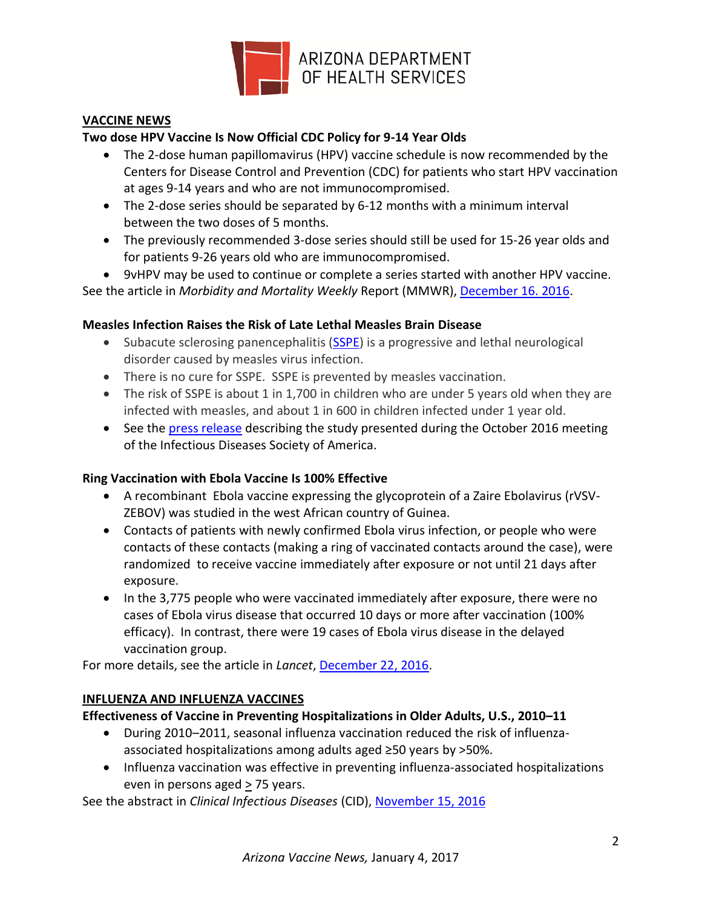## VACCINE NEWS

### Two dose HPV Vaccine Is Now Official CDC Policy for 9-14 Year Olds

- The 2-dose human papillomavirus (HPV) vaccine schedule is now recommended by the Centers for Disease Control and Prevention (CDC) for patients who start HPV vaccination at ages 9-14 years and who are not immunocompromised.
- The 2-dose series should be separated by 6-12 months with a minimum interval between the two doses of 5 months.
- The previously recommended 3-dose series should still be used for 15-26 year olds and for patients 9-26 years old who are immunocompromised.
- 9vHPV may be used to continue or complete a series started with another HPV vaccine.

See the article in *Morbidity and Mortality Weekly* Report (MMWR), December 16. 2016.

### Measles Infection Raises the Risk of Late Lethal Measles Brain Disease

- Subacute sclerosing panencephalitis (SSPE) is a progressive and lethal neurological disorder caused by measles virus infection.
- There is no cure for SSPE. SSPE is prevented by measles vaccination.
- The risk of SSPE is about 1 in 1,700 in children who are under 5 years old when they are infected with measles, and about 1 in 600 in children infected under 1 year old.
- See the press release describing the study presented during the October 2016 meeting of the Infectious Diseases Society of America.

### Ring Vaccination with Ebola Vaccine Is 100% Effective

- A recombinant Ebola vaccine expressing the glycoprotein of a Zaire Ebolavirus (rVSV-ZEBOV) was studied in the west African country of Guinea.
- Contacts of patients with newly confirmed Ebola virus infection, or people who were contacts of these contacts (making a ring of vaccinated contacts around the case), were randomized to receive vaccine immediately after exposure or not until 21 days after exposure.
- In the 3,775 people who were vaccinated immediately after exposure, there were no cases of Ebola virus disease that occurred 10 days or more after vaccination (100% efficacy). In contrast, there were 19 cases of Ebola virus disease in the delayed vaccination group.

For more details, see the article in *Lancet*, December 22, 2016.

## INFLUENZA AND INFLUENZA VACCINES

### Effectiveness of Vaccine in Preventing Hospitalizations in Older Adults, U.S., 2010–11

- During 2010–2011, seasonal influenza vaccination reduced the risk of influenza-associated hospitalizations among adults aged ≥50 years by >50%.
- Influenza vaccination was effective in preventing influenza-associated hospitalizations even in persons aged ≥ 75 years.

See the abstract in *Clinical Infectious Diseases* (CID), November 15, 2016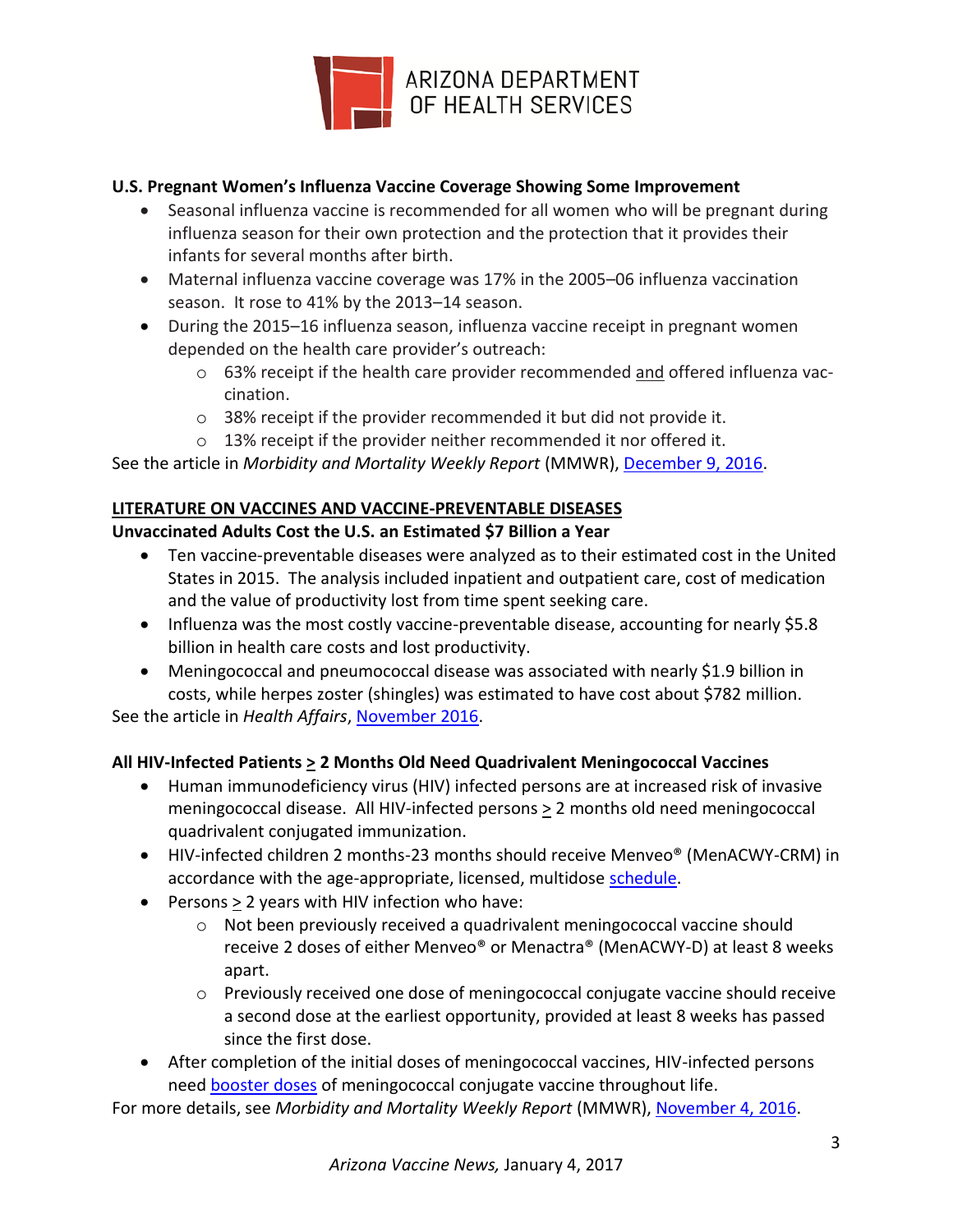**U.S. Pregnant Women's Influenza Vaccine Coverage Showing Some Improvement**

- Seasonal influenza vaccine is recommended for all women who will be pregnant during influenza season for their own protection and the protection that it provides their infants for several months after birth.
- Maternal influenza vaccine coverage was 17% in the 2005–06 influenza vaccination season. It rose to 41% by the 2013–14 season.
- During the 2015–16 influenza season, influenza vaccine receipt in pregnant women depended on the health care provider's outreach:
  - 63% receipt if the health care provider recommended and offered influenza vaccination.
  - 38% receipt if the provider recommended it but did not provide it.
  - 13% receipt if the provider neither recommended it nor offered it.

See the article in *Morbidity and Mortality Weekly Report* (MMWR), December 9, 2016.

## LITERATURE ON VACCINES AND VACCINE-PREVENTABLE DISEASES

**Unvaccinated Adults Cost the U.S. an Estimated $7 Billion a Year**

- Ten vaccine-preventable diseases were analyzed as to their estimated cost in the United States in 2015. The analysis included inpatient and outpatient care, cost of medication and the value of productivity lost from time spent seeking care.
- Influenza was the most costly vaccine-preventable disease, accounting for nearly $5.8 billion in health care costs and lost productivity.
- Meningococcal and pneumococcal disease was associated with nearly $1.9 billion in costs, while herpes zoster (shingles) was estimated to have cost about $782 million.

See the article in *Health Affairs*, November 2016.

**All HIV-Infected Patients ≥ 2 Months Old Need Quadrivalent Meningococcal Vaccines**

- Human immunodeficiency virus (HIV) infected persons are at increased risk of invasive meningococcal disease. All HIV-infected persons ≥ 2 months old need meningococcal quadrivalent conjugated immunization.
- HIV-infected children 2 months-23 months should receive Menveo® (MenACWY-CRM) in accordance with the age-appropriate, licensed, multidose schedule.
- Persons ≥ 2 years with HIV infection who have:
  - Not been previously received a quadrivalent meningococcal vaccine should receive 2 doses of either Menveo® or Menactra® (MenACWY-D) at least 8 weeks apart.
  - Previously received one dose of meningococcal conjugate vaccine should receive a second dose at the earliest opportunity, provided at least 8 weeks has passed since the first dose.
- After completion of the initial doses of meningococcal vaccines, HIV-infected persons need booster doses of meningococcal conjugate vaccine throughout life.

For more details, see *Morbidity and Mortality Weekly Report* (MMWR), November 4, 2016.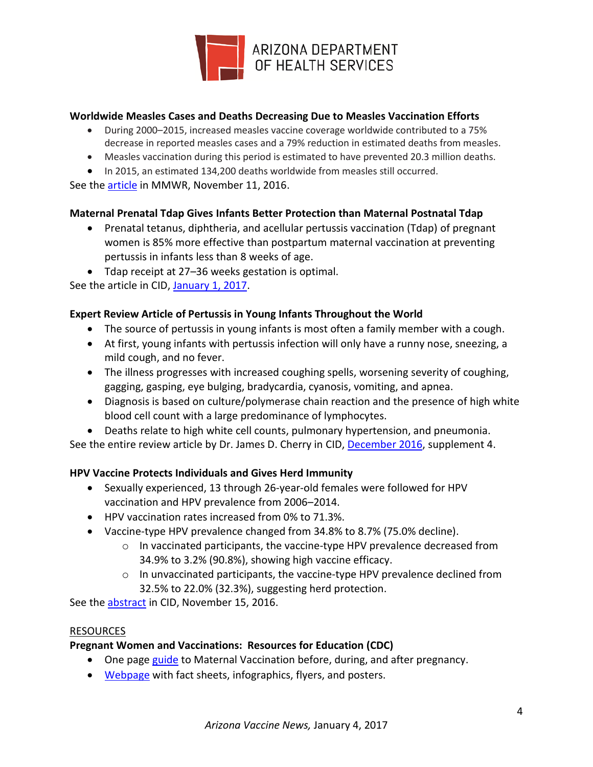**Worldwide Measles Cases and Deaths Decreasing Due to Measles Vaccination Efforts**

- During 2000–2015, increased measles vaccine coverage worldwide contributed to a 75% decrease in reported measles cases and a 79% reduction in estimated deaths from measles.
- Measles vaccination during this period is estimated to have prevented 20.3 million deaths.
- In 2015, an estimated 134,200 deaths worldwide from measles still occurred.

See the article in MMWR, November 11, 2016.

**Maternal Prenatal Tdap Gives Infants Better Protection than Maternal Postnatal Tdap**

- Prenatal tetanus, diphtheria, and acellular pertussis vaccination (Tdap) of pregnant women is 85% more effective than postpartum maternal vaccination at preventing pertussis in infants less than 8 weeks of age.
- Tdap receipt at 27–36 weeks gestation is optimal.

See the article in CID, January 1, 2017.

**Expert Review Article of Pertussis in Young Infants Throughout the World**

- The source of pertussis in young infants is most often a family member with a cough.
- At first, young infants with pertussis infection will only have a runny nose, sneezing, a mild cough, and no fever.
- The illness progresses with increased coughing spells, worsening severity of coughing, gagging, gasping, eye bulging, bradycardia, cyanosis, vomiting, and apnea.
- Diagnosis is based on culture/polymerase chain reaction and the presence of high white blood cell count with a large predominance of lymphocytes.
- Deaths relate to high white cell counts, pulmonary hypertension, and pneumonia.

See the entire review article by Dr. James D. Cherry in CID, December 2016, supplement 4.

**HPV Vaccine Protects Individuals and Gives Herd Immunity**

- Sexually experienced, 13 through 26-year-old females were followed for HPV vaccination and HPV prevalence from 2006–2014.
- HPV vaccination rates increased from 0% to 71.3%.
- Vaccine-type HPV prevalence changed from 34.8% to 8.7% (75.0% decline).
  - In vaccinated participants, the vaccine-type HPV prevalence decreased from 34.9% to 3.2% (90.8%), showing high vaccine efficacy.
  - In unvaccinated participants, the vaccine-type HPV prevalence declined from 32.5% to 22.0% (32.3%), suggesting herd protection.

See the abstract in CID, November 15, 2016.

RESOURCES

**Pregnant Women and Vaccinations: Resources for Education (CDC)**

- One page guide to Maternal Vaccination before, during, and after pregnancy.
- Webpage with fact sheets, infographics, flyers, and posters.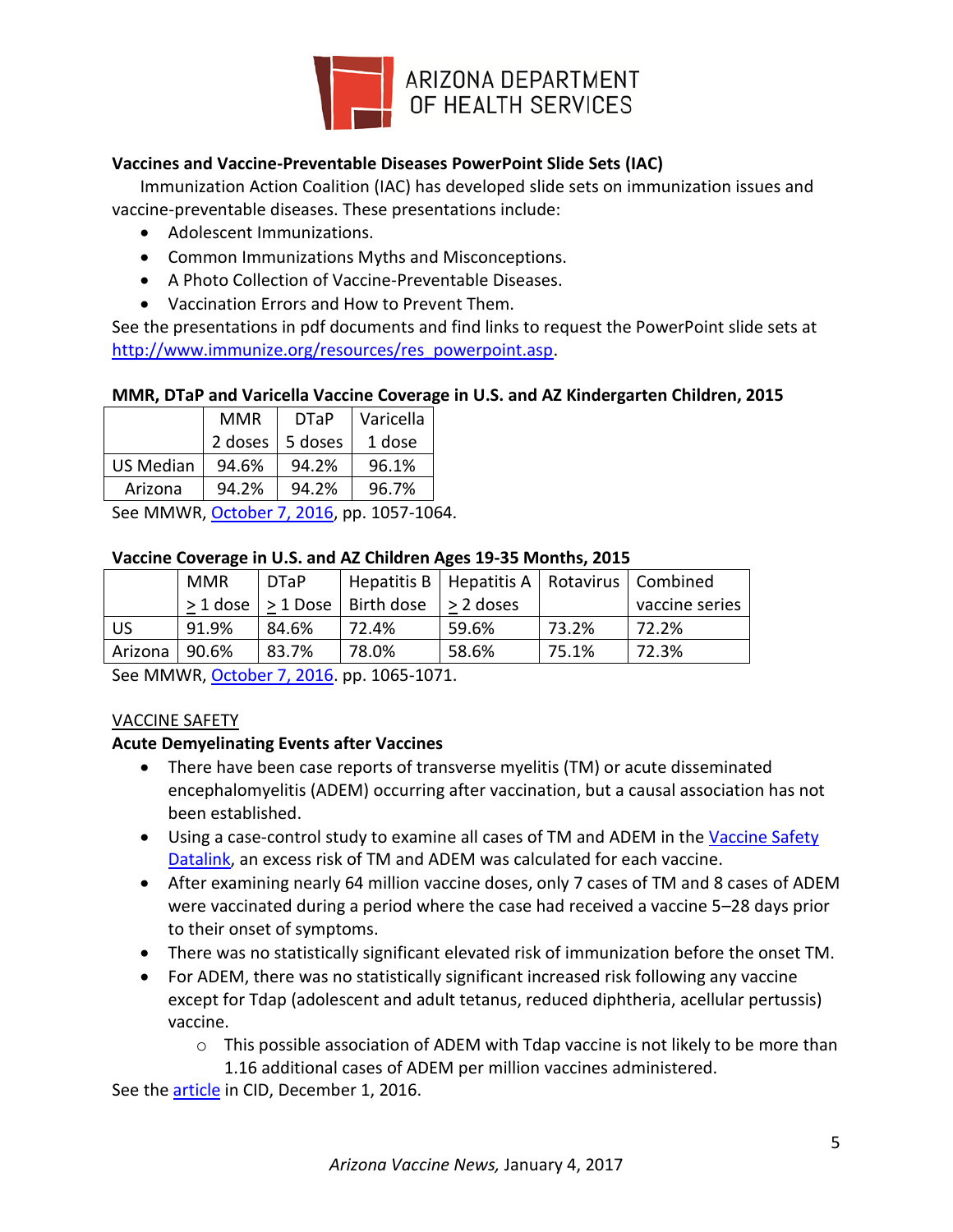**Vaccines and Vaccine-Preventable Diseases PowerPoint Slide Sets (IAC)**

Immunization Action Coalition (IAC) has developed slide sets on immunization issues and vaccine-preventable diseases. These presentations include:

- Adolescent Immunizations.
- Common Immunizations Myths and Misconceptions.
- A Photo Collection of Vaccine-Preventable Diseases.
- Vaccination Errors and How to Prevent Them.

See the presentations in pdf documents and find links to request the PowerPoint slide sets at http://www.immunize.org/resources/res_powerpoint.asp.

**MMR, DTaP and Varicella Vaccine Coverage in U.S. and AZ Kindergarten Children, 2015**

| | MMR 2 doses | DTaP 5 doses | Varicella 1 dose |
|---|---|---|---|
| US Median | 94.6% | 94.2% | 96.1% |
| Arizona | 94.2% | 94.2% | 96.7% |

See MMWR, October 7, 2016, pp. 1057-1064.

**Vaccine Coverage in U.S. and AZ Children Ages 19-35 Months, 2015**

| | MMR ≥ 1 dose | DTaP ≥ 1 Dose | Hepatitis B Birth dose | Hepatitis A ≥ 2 doses | Rotavirus | Combined vaccine series |
|---|---|---|---|---|---|---|
| US | 91.9% | 84.6% | 72.4% | 59.6% | 73.2% | 72.2% |
| Arizona | 90.6% | 83.7% | 78.0% | 58.6% | 75.1% | 72.3% |

See MMWR, October 7, 2016. pp. 1065-1071.

VACCINE SAFETY

**Acute Demyelinating Events after Vaccines**

- There have been case reports of transverse myelitis (TM) or acute disseminated encephalomyelitis (ADEM) occurring after vaccination, but a causal association has not been established.
- Using a case-control study to examine all cases of TM and ADEM in the Vaccine Safety Datalink, an excess risk of TM and ADEM was calculated for each vaccine.
- After examining nearly 64 million vaccine doses, only 7 cases of TM and 8 cases of ADEM were vaccinated during a period where the case had received a vaccine 5–28 days prior to their onset of symptoms.
- There was no statistically significant elevated risk of immunization before the onset TM.
- For ADEM, there was no statistically significant increased risk following any vaccine except for Tdap (adolescent and adult tetanus, reduced diphtheria, acellular pertussis) vaccine.
    - This possible association of ADEM with Tdap vaccine is not likely to be more than 1.16 additional cases of ADEM per million vaccines administered.

See the article in CID, December 1, 2016.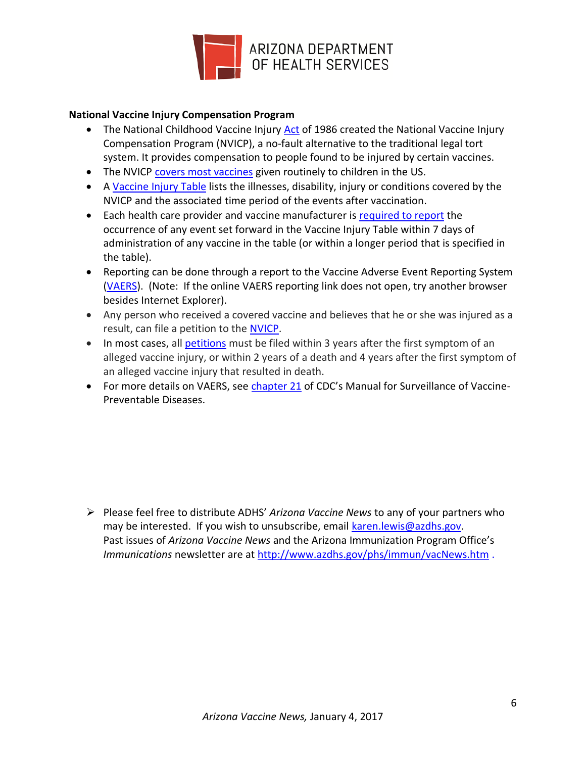**National Vaccine Injury Compensation Program**

- The National Childhood Vaccine Injury Act of 1986 created the National Vaccine Injury Compensation Program (NVICP), a no-fault alternative to the traditional legal tort system. It provides compensation to people found to be injured by certain vaccines.
- The NVICP covers most vaccines given routinely to children in the US.
- A Vaccine Injury Table lists the illnesses, disability, injury or conditions covered by the NVICP and the associated time period of the events after vaccination.
- Each health care provider and vaccine manufacturer is required to report the occurrence of any event set forward in the Vaccine Injury Table within 7 days of administration of any vaccine in the table (or within a longer period that is specified in the table).
- Reporting can be done through a report to the Vaccine Adverse Event Reporting System (VAERS). (Note: If the online VAERS reporting link does not open, try another browser besides Internet Explorer).
- Any person who received a covered vaccine and believes that he or she was injured as a result, can file a petition to the NVICP.
- In most cases, all petitions must be filed within 3 years after the first symptom of an alleged vaccine injury, or within 2 years of a death and 4 years after the first symptom of an alleged vaccine injury that resulted in death.
- For more details on VAERS, see chapter 21 of CDC's Manual for Surveillance of Vaccine-Preventable Diseases.

➢ Please feel free to distribute ADHS' *Arizona Vaccine News* to any of your partners who may be interested. If you wish to unsubscribe, email karen.lewis@azdhs.gov. Past issues of *Arizona Vaccine News* and the Arizona Immunization Program Office's *Immunications* newsletter are at http://www.azdhs.gov/phs/immun/vacNews.htm .